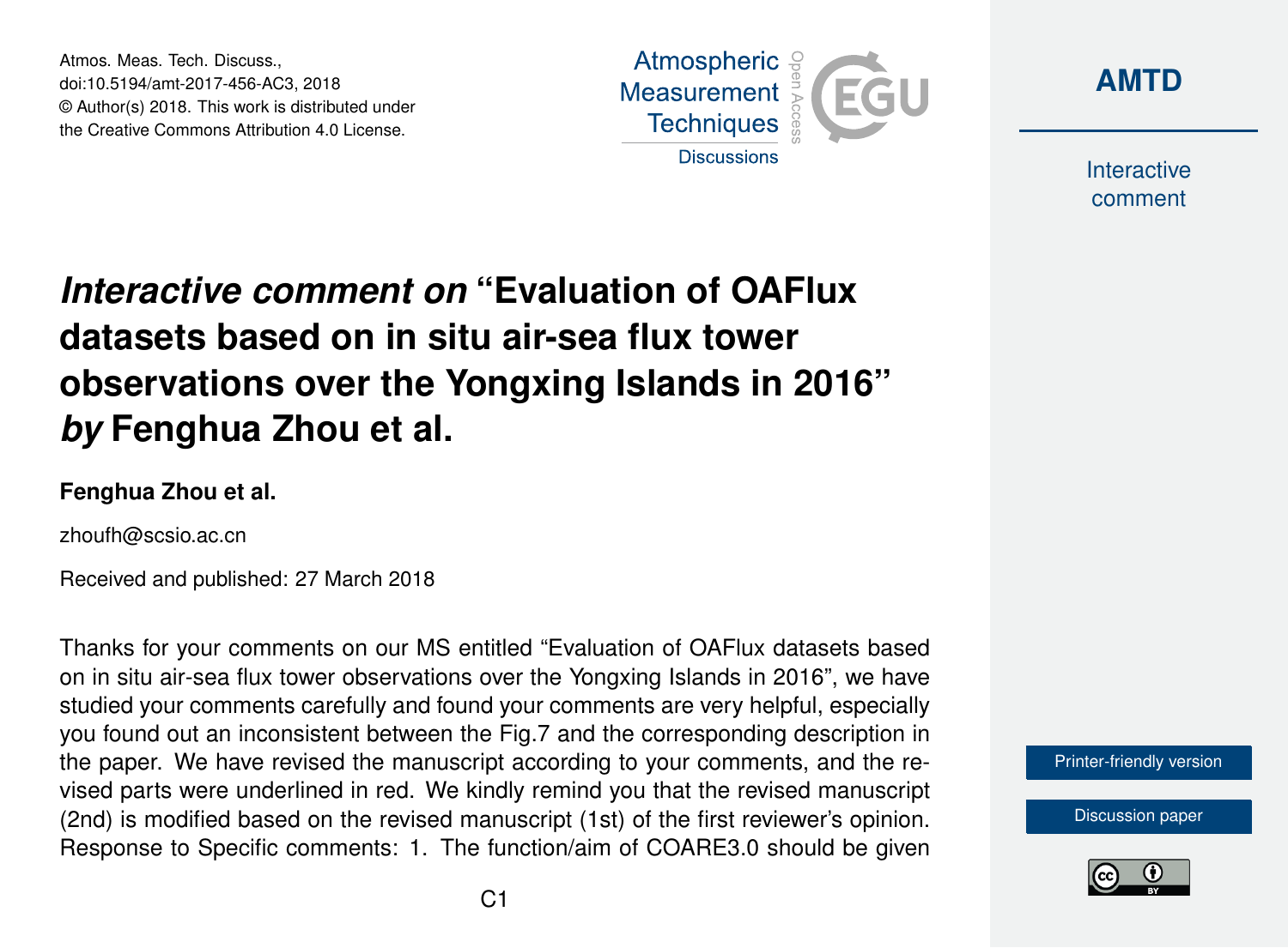# *Interactive comment on* "Evaluation of OAFlux datasets based on in situ air-sea flux tower observations over the Yongxing Islands in 2016" *by* Fenghua Zhou et al.

**Fenghua Zhou et al.**

zhoufh@scsio.ac.cn

Received and published: 27 March 2018

Thanks for your comments on our MS entitled "Evaluation of OAFlux datasets based on in situ air-sea flux tower observations over the Yongxing Islands in 2016", we have studied your comments carefully and found your comments are very helpful, especially you found out an inconsistent between the Fig.7 and the corresponding description in the paper. We have revised the manuscript according to your comments, and the revised parts were underlined in red. We kindly remind you that the revised manuscript (2nd) is modified based on the revised manuscript (1st) of the first reviewer's opinion. Response to Specific comments: 1. The function/aim of COARE3.0 should be given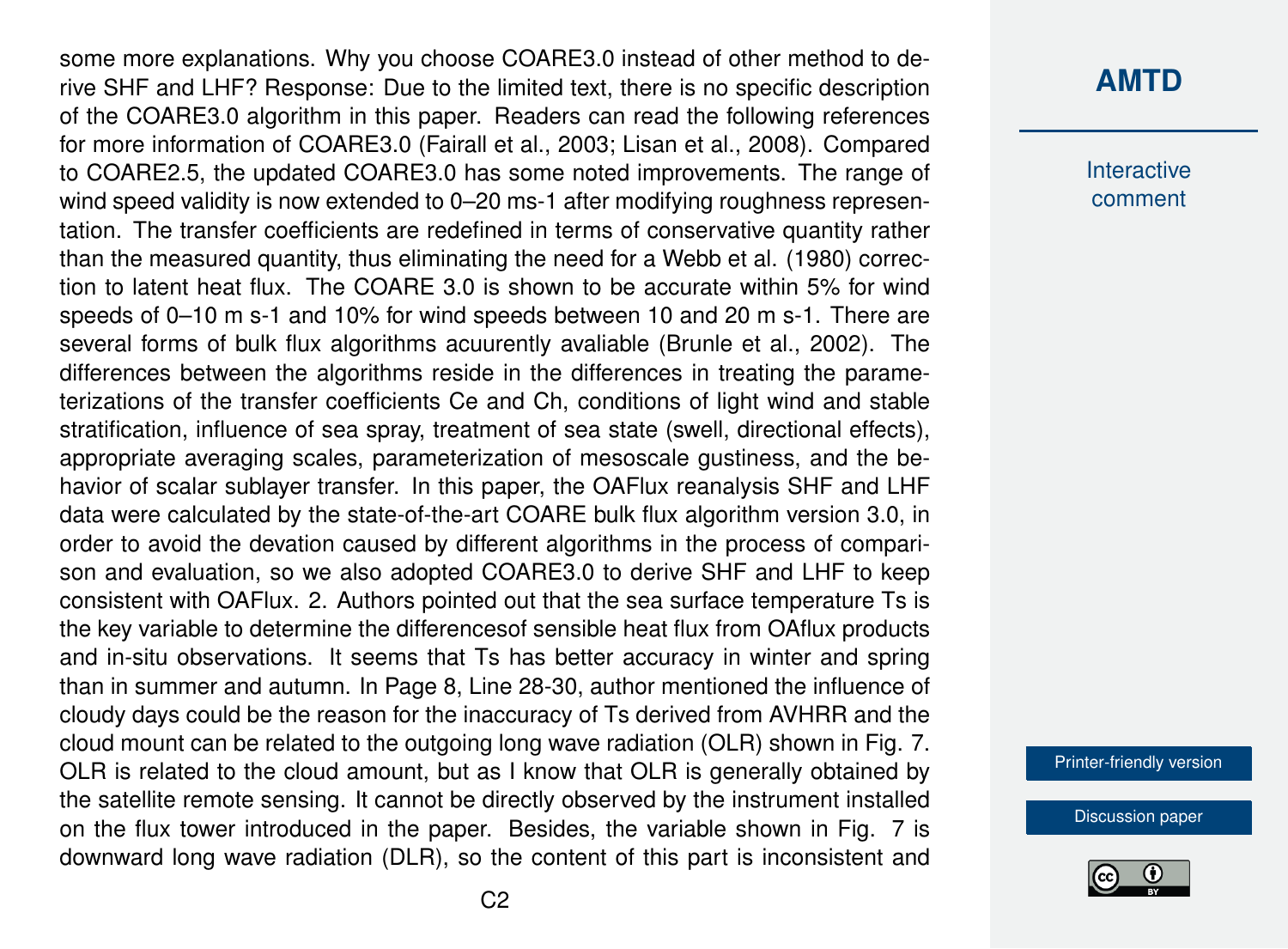some more explanations. Why you choose COARE3.0 instead of other method to derive SHF and LHF? Response: Due to the limited text, there is no specific description of the COARE3.0 algorithm in this paper. Readers can read the following references for more information of COARE3.0 (Fairall et al., 2003; Lisan et al., 2008). Compared to COARE2.5, the updated COARE3.0 has some noted improvements. The range of wind speed validity is now extended to 0–20 ms-1 after modifying roughness representation. The transfer coefficients are redefined in terms of conservative quantity rather than the measured quantity, thus eliminating the need for a Webb et al. (1980) correction to latent heat flux. The COARE 3.0 is shown to be accurate within 5% for wind speeds of 0–10 m s-1 and 10% for wind speeds between 10 and 20 m s-1. There are several forms of bulk flux algorithms acuurently avaliable (Brunle et al., 2002). The differences between the algorithms reside in the differences in treating the parameterizations of the transfer coefficients Ce and Ch, conditions of light wind and stable stratification, influence of sea spray, treatment of sea state (swell, directional effects), appropriate averaging scales, parameterization of mesoscale gustiness, and the behavior of scalar sublayer transfer. In this paper, the OAFlux reanalysis SHF and LHF data were calculated by the state-of-the-art COARE bulk flux algorithm version 3.0, in order to avoid the devation caused by different algorithms in the process of comparison and evaluation, so we also adopted COARE3.0 to derive SHF and LHF to keep consistent with OAFlux. 2. Authors pointed out that the sea surface temperature Ts is the key variable to determine the differencesof sensible heat flux from OAflux products and in-situ observations. It seems that Ts has better accuracy in winter and spring than in summer and autumn. In Page 8, Line 28-30, author mentioned the influence of cloudy days could be the reason for the inaccuracy of Ts derived from AVHRR and the cloud mount can be related to the outgoing long wave radiation (OLR) shown in Fig. 7. OLR is related to the cloud amount, but as I know that OLR is generally obtained by the satellite remote sensing. It cannot be directly observed by the instrument installed on the flux tower introduced in the paper. Besides, the variable shown in Fig. 7 is downward long wave radiation (DLR), so the content of this part is inconsistent and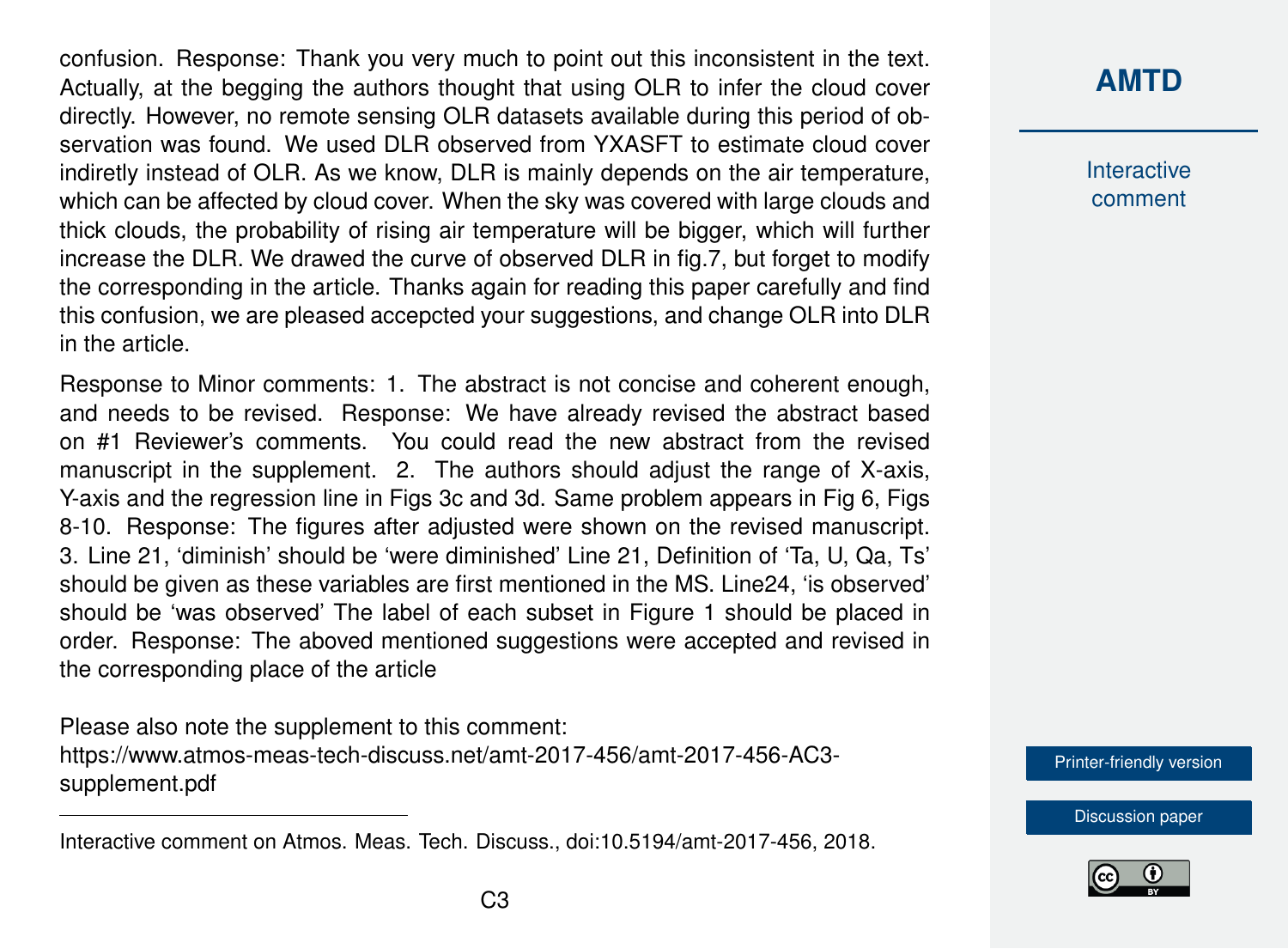confusion. Response: Thank you very much to point out this inconsistent in the text. Actually, at the begging the authors thought that using OLR to infer the cloud cover directly. However, no remote sensing OLR datasets available during this period of observation was found. We used DLR observed from YXASFT to estimate cloud cover indiretly instead of OLR. As we know, DLR is mainly depends on the air temperature, which can be affected by cloud cover. When the sky was covered with large clouds and thick clouds, the probability of rising air temperature will be bigger, which will further increase the DLR. We drawed the curve of observed DLR in fig.7, but forget to modify the corresponding in the article. Thanks again for reading this paper carefully and find this confusion, we are pleased accepcted your suggestions, and change OLR into DLR in the article.

Response to Minor comments: 1. The abstract is not concise and coherent enough, and needs to be revised. Response: We have already revised the abstract based on #1 Reviewer's comments. You could read the new abstract from the revised manuscript in the supplement. 2. The authors should adjust the range of X-axis, Y-axis and the regression line in Figs 3c and 3d. Same problem appears in Fig 6, Figs 8-10. Response: The figures after adjusted were shown on the revised manuscript. 3. Line 21, 'diminish' should be 'were diminished' Line 21, Definition of 'Ta, U, Qa, Ts' should be given as these variables are first mentioned in the MS. Line24, 'is observed' should be 'was observed' The label of each subset in Figure 1 should be placed in order. Response: The aboved mentioned suggestions were accepted and revised in the corresponding place of the article

Please also note the supplement to this comment:
https://www.atmos-meas-tech-discuss.net/amt-2017-456/amt-2017-456-AC3-supplement.pdf

Interactive comment on Atmos. Meas. Tech. Discuss., doi:10.5194/amt-2017-456, 2018.